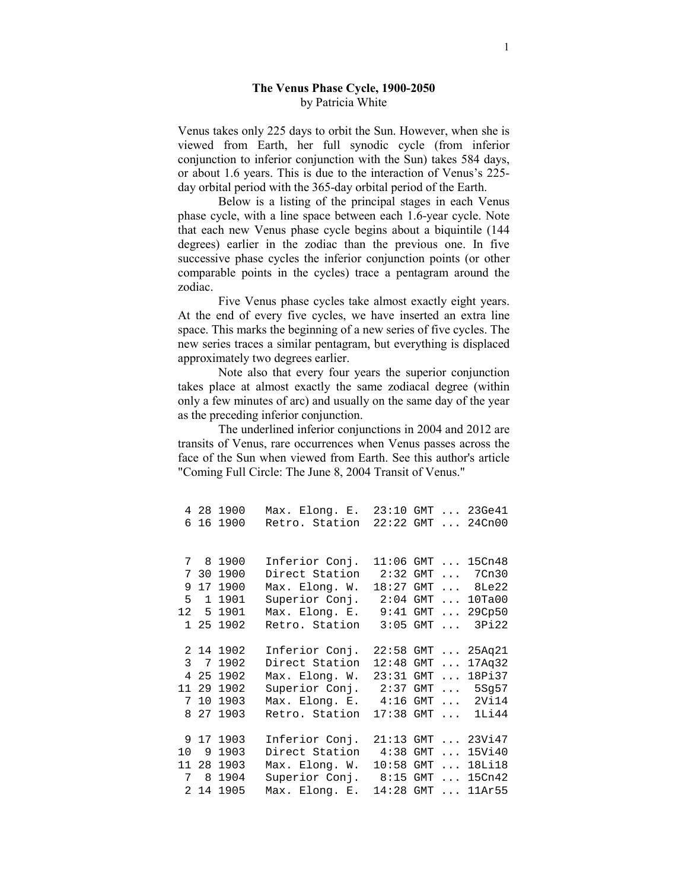# The Venus Phase Cycle, 1900-2050

by Patricia White

Venus takes only 225 days to orbit the Sun. However, when she is viewed from Earth, her full synodic cycle (from inferior conjunction to inferior conjunction with the Sun) takes 584 days, or about 1.6 years. This is due to the interaction of Venus's 225-day orbital period with the 365-day orbital period of the Earth.

Below is a listing of the principal stages in each Venus phase cycle, with a line space between each 1.6-year cycle. Note that each new Venus phase cycle begins about a biquintile (144 degrees) earlier in the zodiac than the previous one. In five successive phase cycles the inferior conjunction points (or other comparable points in the cycles) trace a pentagram around the zodiac.

Five Venus phase cycles take almost exactly eight years. At the end of every five cycles, we have inserted an extra line space. This marks the beginning of a new series of five cycles. The new series traces a similar pentagram, but everything is displaced approximately two degrees earlier.

Note also that every four years the superior conjunction takes place at almost exactly the same zodiacal degree (within only a few minutes of arc) and usually on the same day of the year as the preceding inferior conjunction.

The underlined inferior conjunctions in 2004 and 2012 are transits of Venus, rare occurrences when Venus passes across the face of the Sun when viewed from Earth. See this author's article "Coming Full Circle: The June 8, 2004 Transit of Venus."

```
 4 28 1900   Max. Elong. E.  23:10 GMT ... 23Ge41
 6 16 1900   Retro. Station  22:22 GMT ... 24Cn00


 7  8 1900   Inferior Conj.  11:06 GMT ... 15Cn48
 7 30 1900   Direct Station   2:32 GMT ...  7Cn30
 9 17 1900   Max. Elong. W.  18:27 GMT ...  8Le22
 5  1 1901   Superior Conj.   2:04 GMT ... 10Ta00
12  5 1901   Max. Elong. E.   9:41 GMT ... 29Cp50
 1 25 1902   Retro. Station   3:05 GMT ...  3Pi22

 2 14 1902   Inferior Conj.  22:58 GMT ... 25Aq21
 3  7 1902   Direct Station  12:48 GMT ... 17Aq32
 4 25 1902   Max. Elong. W.  23:31 GMT ... 18Pi37
11 29 1902   Superior Conj.   2:37 GMT ...  5Sg57
 7 10 1903   Max. Elong. E.   4:16 GMT ...  2Vi14
 8 27 1903   Retro. Station  17:38 GMT ...  1Li44

 9 17 1903   Inferior Conj.  21:13 GMT ... 23Vi47
10  9 1903   Direct Station   4:38 GMT ... 15Vi40
11 28 1903   Max. Elong. W.  10:58 GMT ... 18Li18
 7  8 1904   Superior Conj.   8:15 GMT ... 15Cn42
 2 14 1905   Max. Elong. E.  14:28 GMT ... 11Ar55
```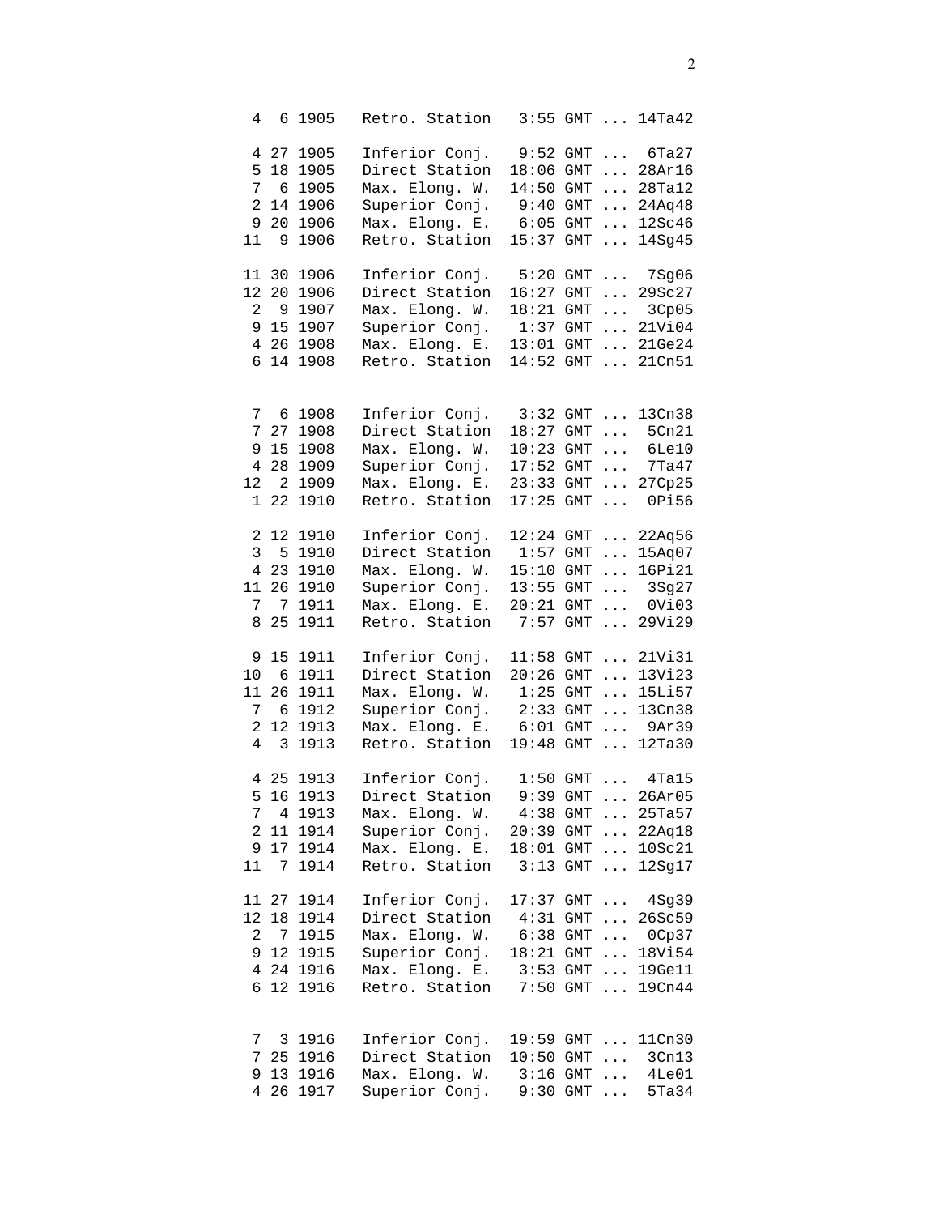```
 4  6 1905   Retro. Station   3:55 GMT ... 14Ta42

 4 27 1905   Inferior Conj.   9:52 GMT ...  6Ta27
 5 18 1905   Direct Station  18:06 GMT ... 28Ar16
 7  6 1905   Max. Elong. W.  14:50 GMT ... 28Ta12
 2 14 1906   Superior Conj.   9:40 GMT ... 24Aq48
 9 20 1906   Max. Elong. E.   6:05 GMT ... 12Sc46
11  9 1906   Retro. Station  15:37 GMT ... 14Sg45

11 30 1906   Inferior Conj.   5:20 GMT ...  7Sg06
12 20 1906   Direct Station  16:27 GMT ... 29Sc27
 2  9 1907   Max. Elong. W.  18:21 GMT ...  3Cp05
 9 15 1907   Superior Conj.   1:37 GMT ... 21Vi04
 4 26 1908   Max. Elong. E.  13:01 GMT ... 21Ge24
 6 14 1908   Retro. Station  14:52 GMT ... 21Cn51


 7  6 1908   Inferior Conj.   3:32 GMT ... 13Cn38
 7 27 1908   Direct Station  18:27 GMT ...  5Cn21
 9 15 1908   Max. Elong. W.  10:23 GMT ...  6Le10
 4 28 1909   Superior Conj.  17:52 GMT ...  7Ta47
12  2 1909   Max. Elong. E.  23:33 GMT ... 27Cp25
 1 22 1910   Retro. Station  17:25 GMT ...  0Pi56

 2 12 1910   Inferior Conj.  12:24 GMT ... 22Aq56
 3  5 1910   Direct Station   1:57 GMT ... 15Aq07
 4 23 1910   Max. Elong. W.  15:10 GMT ... 16Pi21
11 26 1910   Superior Conj.  13:55 GMT ...  3Sg27
 7  7 1911   Max. Elong. E.  20:21 GMT ...  0Vi03
 8 25 1911   Retro. Station   7:57 GMT ... 29Vi29

 9 15 1911   Inferior Conj.  11:58 GMT ... 21Vi31
10  6 1911   Direct Station  20:26 GMT ... 13Vi23
11 26 1911   Max. Elong. W.   1:25 GMT ... 15Li57
 7  6 1912   Superior Conj.   2:33 GMT ... 13Cn38
 2 12 1913   Max. Elong. E.   6:01 GMT ...  9Ar39
 4  3 1913   Retro. Station  19:48 GMT ... 12Ta30

 4 25 1913   Inferior Conj.   1:50 GMT ...  4Ta15
 5 16 1913   Direct Station   9:39 GMT ... 26Ar05
 7  4 1913   Max. Elong. W.   4:38 GMT ... 25Ta57
 2 11 1914   Superior Conj.  20:39 GMT ... 22Aq18
 9 17 1914   Max. Elong. E.  18:01 GMT ... 10Sc21
11  7 1914   Retro. Station   3:13 GMT ... 12Sg17

11 27 1914   Inferior Conj.  17:37 GMT ...  4Sg39
12 18 1914   Direct Station   4:31 GMT ... 26Sc59
 2  7 1915   Max. Elong. W.   6:38 GMT ...  0Cp37
 9 12 1915   Superior Conj.  18:21 GMT ... 18Vi54
 4 24 1916   Max. Elong. E.   3:53 GMT ... 19Ge11
 6 12 1916   Retro. Station   7:50 GMT ... 19Cn44


 7  3 1916   Inferior Conj.  19:59 GMT ... 11Cn30
 7 25 1916   Direct Station  10:50 GMT ...  3Cn13
 9 13 1916   Max. Elong. W.   3:16 GMT ...  4Le01
 4 26 1917   Superior Conj.   9:30 GMT ...  5Ta34
```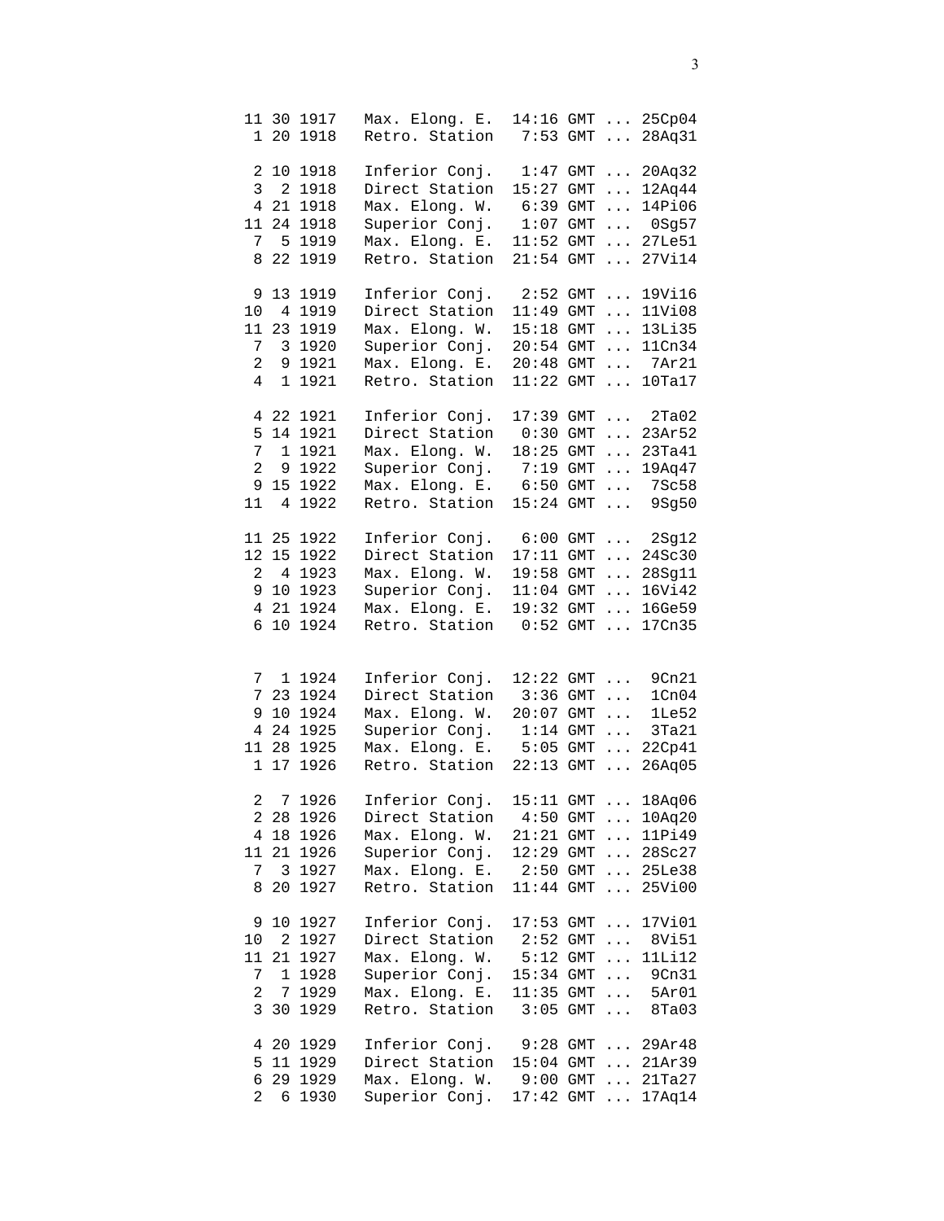```
11 30 1917   Max. Elong. E.  14:16 GMT ... 25Cp04
 1 20 1918   Retro. Station   7:53 GMT ... 28Aq31

 2 10 1918   Inferior Conj.   1:47 GMT ... 20Aq32
 3  2 1918   Direct Station  15:27 GMT ... 12Aq44
 4 21 1918   Max. Elong. W.   6:39 GMT ... 14Pi06
11 24 1918   Superior Conj.   1:07 GMT ...  0Sg57
 7  5 1919   Max. Elong. E.  11:52 GMT ... 27Le51
 8 22 1919   Retro. Station  21:54 GMT ... 27Vi14

 9 13 1919   Inferior Conj.   2:52 GMT ... 19Vi16
10  4 1919   Direct Station  11:49 GMT ... 11Vi08
11 23 1919   Max. Elong. W.  15:18 GMT ... 13Li35
 7  3 1920   Superior Conj.  20:54 GMT ... 11Cn34
 2  9 1921   Max. Elong. E.  20:48 GMT ...  7Ar21
 4  1 1921   Retro. Station  11:22 GMT ... 10Ta17

 4 22 1921   Inferior Conj.  17:39 GMT ...  2Ta02
 5 14 1921   Direct Station   0:30 GMT ... 23Ar52
 7  1 1921   Max. Elong. W.  18:25 GMT ... 23Ta41
 2  9 1922   Superior Conj.   7:19 GMT ... 19Aq47
 9 15 1922   Max. Elong. E.   6:50 GMT ...  7Sc58
11  4 1922   Retro. Station  15:24 GMT ...  9Sg50

11 25 1922   Inferior Conj.   6:00 GMT ...  2Sg12
12 15 1922   Direct Station  17:11 GMT ... 24Sc30
 2  4 1923   Max. Elong. W.  19:58 GMT ... 28Sg11
 9 10 1923   Superior Conj.  11:04 GMT ... 16Vi42
 4 21 1924   Max. Elong. E.  19:32 GMT ... 16Ge59
 6 10 1924   Retro. Station   0:52 GMT ... 17Cn35


 7  1 1924   Inferior Conj.  12:22 GMT ...  9Cn21
 7 23 1924   Direct Station   3:36 GMT ...  1Cn04
 9 10 1924   Max. Elong. W.  20:07 GMT ...  1Le52
 4 24 1925   Superior Conj.   1:14 GMT ...  3Ta21
11 28 1925   Max. Elong. E.   5:05 GMT ... 22Cp41
 1 17 1926   Retro. Station  22:13 GMT ... 26Aq05

 2  7 1926   Inferior Conj.  15:11 GMT ... 18Aq06
 2 28 1926   Direct Station   4:50 GMT ... 10Aq20
 4 18 1926   Max. Elong. W.  21:21 GMT ... 11Pi49
11 21 1926   Superior Conj.  12:29 GMT ... 28Sc27
 7  3 1927   Max. Elong. E.   2:50 GMT ... 25Le38
 8 20 1927   Retro. Station  11:44 GMT ... 25Vi00

 9 10 1927   Inferior Conj.  17:53 GMT ... 17Vi01
10  2 1927   Direct Station   2:52 GMT ...  8Vi51
11 21 1927   Max. Elong. W.   5:12 GMT ... 11Li12
 7  1 1928   Superior Conj.  15:34 GMT ...  9Cn31
 2  7 1929   Max. Elong. E.  11:35 GMT ...  5Ar01
 3 30 1929   Retro. Station   3:05 GMT ...  8Ta03

 4 20 1929   Inferior Conj.   9:28 GMT ... 29Ar48
 5 11 1929   Direct Station  15:04 GMT ... 21Ar39
 6 29 1929   Max. Elong. W.   9:00 GMT ... 21Ta27
 2  6 1930   Superior Conj.  17:42 GMT ... 17Aq14
```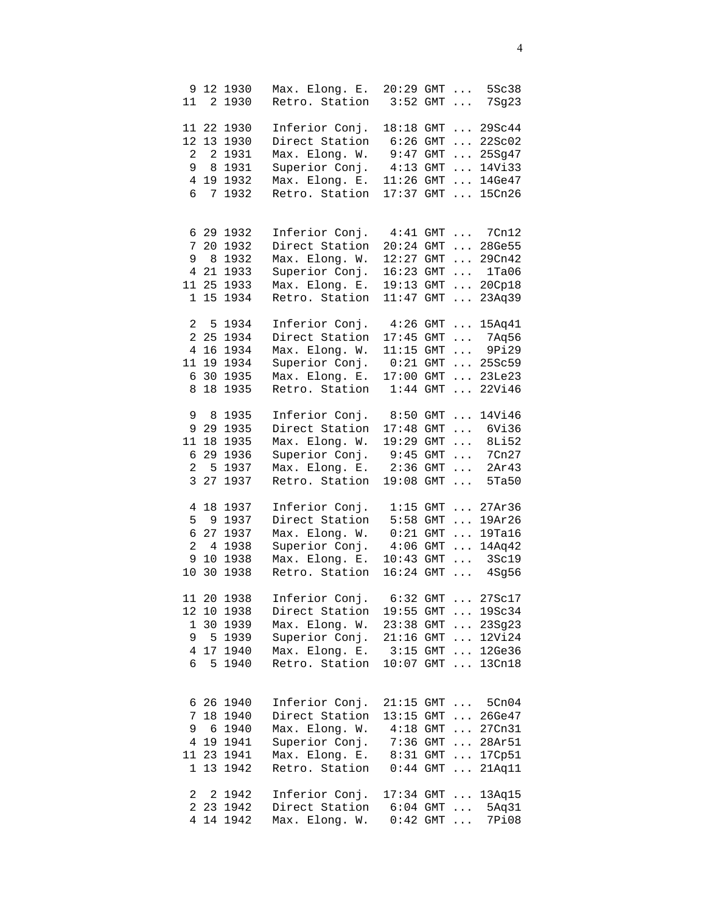```
 9 12 1930   Max. Elong. E.  20:29 GMT ...  5Sc38
11  2 1930   Retro. Station   3:52 GMT ...  7Sg23

11 22 1930   Inferior Conj.  18:18 GMT ... 29Sc44
12 13 1930   Direct Station   6:26 GMT ... 22Sc02
 2  2 1931   Max. Elong. W.   9:47 GMT ... 25Sg47
 9  8 1931   Superior Conj.   4:13 GMT ... 14Vi33
 4 19 1932   Max. Elong. E.  11:26 GMT ... 14Ge47
 6  7 1932   Retro. Station  17:37 GMT ... 15Cn26


 6 29 1932   Inferior Conj.   4:41 GMT ...  7Cn12
 7 20 1932   Direct Station  20:24 GMT ... 28Ge55
 9  8 1932   Max. Elong. W.  12:27 GMT ... 29Cn42
 4 21 1933   Superior Conj.  16:23 GMT ...  1Ta06
11 25 1933   Max. Elong. E.  19:13 GMT ... 20Cp18
 1 15 1934   Retro. Station  11:47 GMT ... 23Aq39

 2  5 1934   Inferior Conj.   4:26 GMT ... 15Aq41
 2 25 1934   Direct Station  17:45 GMT ...  7Aq56
 4 16 1934   Max. Elong. W.  11:15 GMT ...  9Pi29
11 19 1934   Superior Conj.   0:21 GMT ... 25Sc59
 6 30 1935   Max. Elong. E.  17:00 GMT ... 23Le23
 8 18 1935   Retro. Station   1:44 GMT ... 22Vi46

 9  8 1935   Inferior Conj.   8:50 GMT ... 14Vi46
 9 29 1935   Direct Station  17:48 GMT ...  6Vi36
11 18 1935   Max. Elong. W.  19:29 GMT ...  8Li52
 6 29 1936   Superior Conj.   9:45 GMT ...  7Cn27
 2  5 1937   Max. Elong. E.   2:36 GMT ...  2Ar43
 3 27 1937   Retro. Station  19:08 GMT ...  5Ta50

 4 18 1937   Inferior Conj.   1:15 GMT ... 27Ar36
 5  9 1937   Direct Station   5:58 GMT ... 19Ar26
 6 27 1937   Max. Elong. W.   0:21 GMT ... 19Ta16
 2  4 1938   Superior Conj.   4:06 GMT ... 14Aq42
 9 10 1938   Max. Elong. E.  10:43 GMT ...  3Sc19
10 30 1938   Retro. Station  16:24 GMT ...  4Sg56

11 20 1938   Inferior Conj.   6:32 GMT ... 27Sc17
12 10 1938   Direct Station  19:55 GMT ... 19Sc34
 1 30 1939   Max. Elong. W.  23:38 GMT ... 23Sg23
 9  5 1939   Superior Conj.  21:16 GMT ... 12Vi24
 4 17 1940   Max. Elong. E.   3:15 GMT ... 12Ge36
 6  5 1940   Retro. Station  10:07 GMT ... 13Cn18


 6 26 1940   Inferior Conj.  21:15 GMT ...  5Cn04
 7 18 1940   Direct Station  13:15 GMT ... 26Ge47
 9  6 1940   Max. Elong. W.   4:18 GMT ... 27Cn31
 4 19 1941   Superior Conj.   7:36 GMT ... 28Ar51
11 23 1941   Max. Elong. E.   8:31 GMT ... 17Cp51
 1 13 1942   Retro. Station   0:44 GMT ... 21Aq11

 2  2 1942   Inferior Conj.  17:34 GMT ... 13Aq15
 2 23 1942   Direct Station   6:04 GMT ...  5Aq31
 4 14 1942   Max. Elong. W.   0:42 GMT ...  7Pi08
```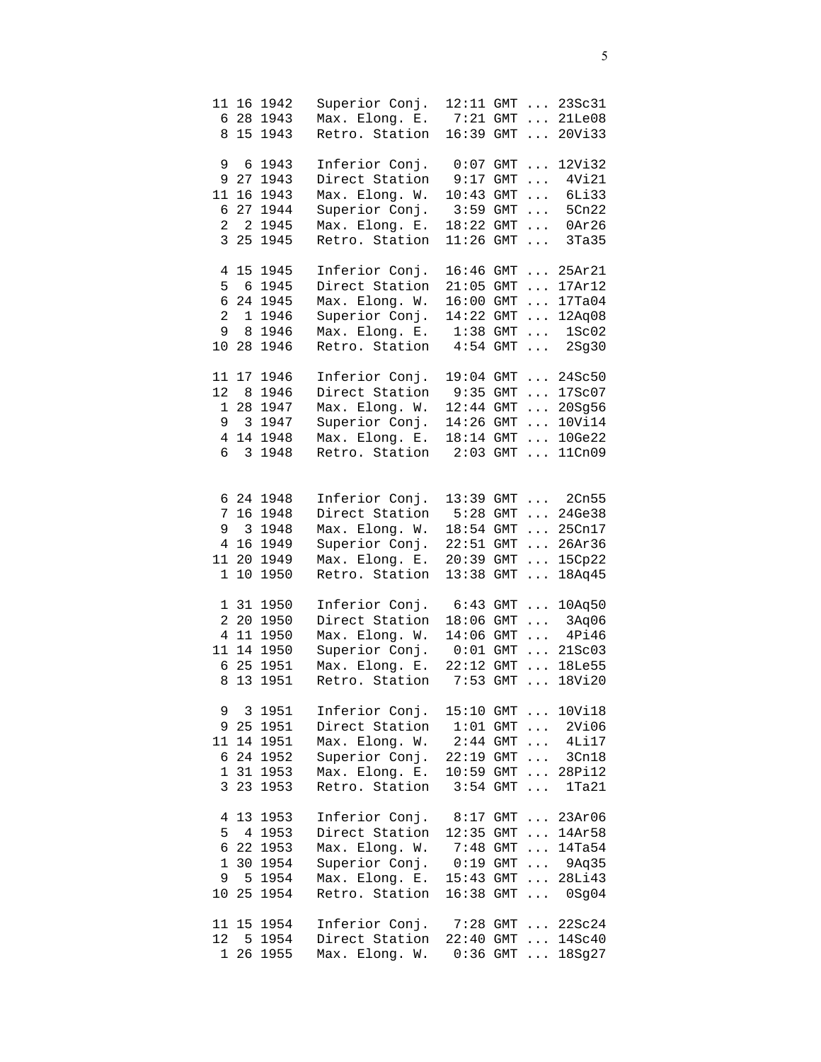```
11 16 1942   Superior Conj.  12:11 GMT ... 23Sc31
 6 28 1943   Max. Elong. E.   7:21 GMT ... 21Le08
 8 15 1943   Retro. Station  16:39 GMT ... 20Vi33

 9  6 1943   Inferior Conj.   0:07 GMT ... 12Vi32
 9 27 1943   Direct Station   9:17 GMT ...  4Vi21
11 16 1943   Max. Elong. W.  10:43 GMT ...  6Li33
 6 27 1944   Superior Conj.   3:59 GMT ...  5Cn22
 2  2 1945   Max. Elong. E.  18:22 GMT ...  0Ar26
 3 25 1945   Retro. Station  11:26 GMT ...  3Ta35

 4 15 1945   Inferior Conj.  16:46 GMT ... 25Ar21
 5  6 1945   Direct Station  21:05 GMT ... 17Ar12
 6 24 1945   Max. Elong. W.  16:00 GMT ... 17Ta04
 2  1 1946   Superior Conj.  14:22 GMT ... 12Aq08
 9  8 1946   Max. Elong. E.   1:38 GMT ...  1Sc02
10 28 1946   Retro. Station   4:54 GMT ...  2Sg30

11 17 1946   Inferior Conj.  19:04 GMT ... 24Sc50
12  8 1946   Direct Station   9:35 GMT ... 17Sc07
 1 28 1947   Max. Elong. W.  12:44 GMT ... 20Sg56
 9  3 1947   Superior Conj.  14:26 GMT ... 10Vi14
 4 14 1948   Max. Elong. E.  18:14 GMT ... 10Ge22
 6  3 1948   Retro. Station   2:03 GMT ... 11Cn09


 6 24 1948   Inferior Conj.  13:39 GMT ...  2Cn55
 7 16 1948   Direct Station   5:28 GMT ... 24Ge38
 9  3 1948   Max. Elong. W.  18:54 GMT ... 25Cn17
 4 16 1949   Superior Conj.  22:51 GMT ... 26Ar36
11 20 1949   Max. Elong. E.  20:39 GMT ... 15Cp22
 1 10 1950   Retro. Station  13:38 GMT ... 18Aq45

 1 31 1950   Inferior Conj.   6:43 GMT ... 10Aq50
 2 20 1950   Direct Station  18:06 GMT ...  3Aq06
 4 11 1950   Max. Elong. W.  14:06 GMT ...  4Pi46
11 14 1950   Superior Conj.   0:01 GMT ... 21Sc03
 6 25 1951   Max. Elong. E.  22:12 GMT ... 18Le55
 8 13 1951   Retro. Station   7:53 GMT ... 18Vi20

 9  3 1951   Inferior Conj.  15:10 GMT ... 10Vi18
 9 25 1951   Direct Station   1:01 GMT ...  2Vi06
11 14 1951   Max. Elong. W.   2:44 GMT ...  4Li17
 6 24 1952   Superior Conj.  22:19 GMT ...  3Cn18
 1 31 1953   Max. Elong. E.  10:59 GMT ... 28Pi12
 3 23 1953   Retro. Station   3:54 GMT ...  1Ta21

 4 13 1953   Inferior Conj.   8:17 GMT ... 23Ar06
 5  4 1953   Direct Station  12:35 GMT ... 14Ar58
 6 22 1953   Max. Elong. W.   7:48 GMT ... 14Ta54
 1 30 1954   Superior Conj.   0:19 GMT ...  9Aq35
 9  5 1954   Max. Elong. E.  15:43 GMT ... 28Li43
10 25 1954   Retro. Station  16:38 GMT ...  0Sg04

11 15 1954   Inferior Conj.   7:28 GMT ... 22Sc24
12  5 1954   Direct Station  22:40 GMT ... 14Sc40
 1 26 1955   Max. Elong. W.   0:36 GMT ... 18Sg27
```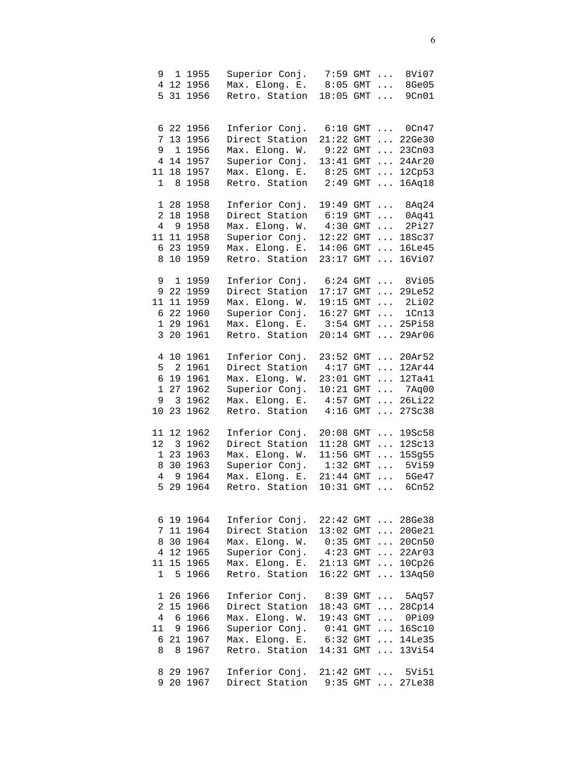```
 9  1 1955   Superior Conj.   7:59 GMT ...  8Vi07
 4 12 1956   Max. Elong. E.   8:05 GMT ...  8Ge05
 5 31 1956   Retro. Station  18:05 GMT ...  9Cn01


 6 22 1956   Inferior Conj.   6:10 GMT ...  0Cn47
 7 13 1956   Direct Station  21:22 GMT ... 22Ge30
 9  1 1956   Max. Elong. W.   9:22 GMT ... 23Cn03
 4 14 1957   Superior Conj.  13:41 GMT ... 24Ar20
11 18 1957   Max. Elong. E.   8:25 GMT ... 12Cp53
 1  8 1958   Retro. Station   2:49 GMT ... 16Aq18

 1 28 1958   Inferior Conj.  19:49 GMT ...  8Aq24
 2 18 1958   Direct Station   6:19 GMT ...  0Aq41
 4  9 1958   Max. Elong. W.   4:30 GMT ...  2Pi27
11 11 1958   Superior Conj.  12:22 GMT ... 18Sc37
 6 23 1959   Max. Elong. E.  14:06 GMT ... 16Le45
 8 10 1959   Retro. Station  23:17 GMT ... 16Vi07

 9  1 1959   Inferior Conj.   6:24 GMT ...  8Vi05
 9 22 1959   Direct Station  17:17 GMT ... 29Le52
11 11 1959   Max. Elong. W.  19:15 GMT ...  2Li02
 6 22 1960   Superior Conj.  16:27 GMT ...  1Cn13
 1 29 1961   Max. Elong. E.   3:54 GMT ... 25Pi58
 3 20 1961   Retro. Station  20:14 GMT ... 29Ar06

 4 10 1961   Inferior Conj.  23:52 GMT ... 20Ar52
 5  2 1961   Direct Station   4:17 GMT ... 12Ar44
 6 19 1961   Max. Elong. W.  23:01 GMT ... 12Ta41
 1 27 1962   Superior Conj.  10:21 GMT ...  7Aq00
 9  3 1962   Max. Elong. E.   4:57 GMT ... 26Li22
10 23 1962   Retro. Station   4:16 GMT ... 27Sc38

11 12 1962   Inferior Conj.  20:08 GMT ... 19Sc58
12  3 1962   Direct Station  11:28 GMT ... 12Sc13
 1 23 1963   Max. Elong. W.  11:56 GMT ... 15Sg55
 8 30 1963   Superior Conj.   1:32 GMT ...  5Vi59
 4  9 1964   Max. Elong. E.  21:44 GMT ...  5Ge47
 5 29 1964   Retro. Station  10:31 GMT ...  6Cn52


 6 19 1964   Inferior Conj.  22:42 GMT ... 28Ge38
 7 11 1964   Direct Station  13:02 GMT ... 20Ge21
 8 30 1964   Max. Elong. W.   0:35 GMT ... 20Cn50
 4 12 1965   Superior Conj.   4:23 GMT ... 22Ar03
11 15 1965   Max. Elong. E.  21:13 GMT ... 10Cp26
 1  5 1966   Retro. Station  16:22 GMT ... 13Aq50

 1 26 1966   Inferior Conj.   8:39 GMT ...  5Aq57
 2 15 1966   Direct Station  18:43 GMT ... 28Cp14
 4  6 1966   Max. Elong. W.  19:43 GMT ...  0Pi09
11  9 1966   Superior Conj.   0:41 GMT ... 16Sc10
 6 21 1967   Max. Elong. E.   6:32 GMT ... 14Le35
 8  8 1967   Retro. Station  14:31 GMT ... 13Vi54

 8 29 1967   Inferior Conj.  21:42 GMT ...  5Vi51
 9 20 1967   Direct Station   9:35 GMT ... 27Le38
```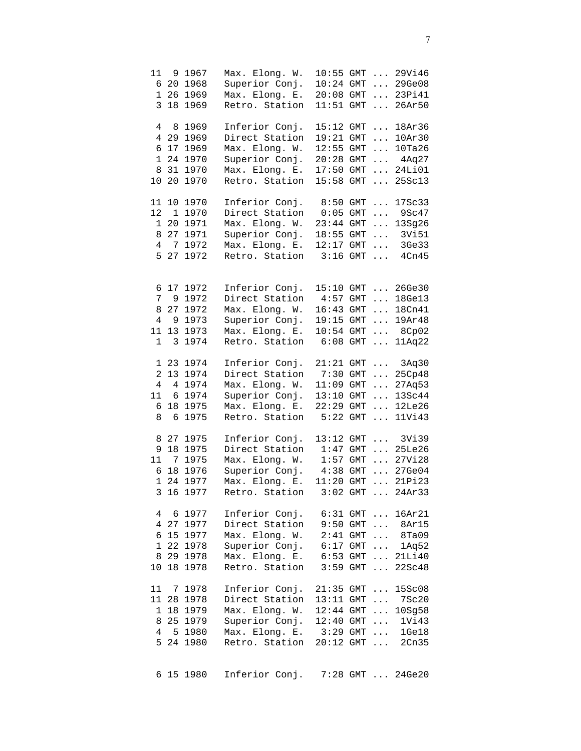```
11  9 1967   Max. Elong. W.  10:55 GMT ... 29Vi46
 6 20 1968   Superior Conj.  10:24 GMT ... 29Ge08
 1 26 1969   Max. Elong. E.  20:08 GMT ... 23Pi41
 3 18 1969   Retro. Station  11:51 GMT ... 26Ar50

 4  8 1969   Inferior Conj.  15:12 GMT ... 18Ar36
 4 29 1969   Direct Station  19:21 GMT ... 10Ar30
 6 17 1969   Max. Elong. W.  12:55 GMT ... 10Ta26
 1 24 1970   Superior Conj.  20:28 GMT ...  4Aq27
 8 31 1970   Max. Elong. E.  17:50 GMT ... 24Li01
10 20 1970   Retro. Station  15:58 GMT ... 25Sc13

11 10 1970   Inferior Conj.   8:50 GMT ... 17Sc33
12  1 1970   Direct Station   0:05 GMT ...  9Sc47
 1 20 1971   Max. Elong. W.  23:44 GMT ... 13Sg26
 8 27 1971   Superior Conj.  18:55 GMT ...  3Vi51
 4  7 1972   Max. Elong. E.  12:17 GMT ...  3Ge33
 5 27 1972   Retro. Station   3:16 GMT ...  4Cn45


 6 17 1972   Inferior Conj.  15:10 GMT ... 26Ge30
 7  9 1972   Direct Station   4:57 GMT ... 18Ge13
 8 27 1972   Max. Elong. W.  16:43 GMT ... 18Cn41
 4  9 1973   Superior Conj.  19:15 GMT ... 19Ar48
11 13 1973   Max. Elong. E.  10:54 GMT ...  8Cp02
 1  3 1974   Retro. Station   6:08 GMT ... 11Aq22

 1 23 1974   Inferior Conj.  21:21 GMT ...  3Aq30
 2 13 1974   Direct Station   7:30 GMT ... 25Cp48
 4  4 1974   Max. Elong. W.  11:09 GMT ... 27Aq53
11  6 1974   Superior Conj.  13:10 GMT ... 13Sc44
 6 18 1975   Max. Elong. E.  22:29 GMT ... 12Le26
 8  6 1975   Retro. Station   5:22 GMT ... 11Vi43

 8 27 1975   Inferior Conj.  13:12 GMT ...  3Vi39
 9 18 1975   Direct Station   1:47 GMT ... 25Le26
11  7 1975   Max. Elong. W.   1:57 GMT ... 27Vi28
 6 18 1976   Superior Conj.   4:38 GMT ... 27Ge04
 1 24 1977   Max. Elong. E.  11:20 GMT ... 21Pi23
 3 16 1977   Retro. Station   3:02 GMT ... 24Ar33

 4  6 1977   Inferior Conj.   6:31 GMT ... 16Ar21
 4 27 1977   Direct Station   9:50 GMT ...  8Ar15
 6 15 1977   Max. Elong. W.   2:41 GMT ...  8Ta09
 1 22 1978   Superior Conj.   6:17 GMT ...  1Aq52
 8 29 1978   Max. Elong. E.   6:53 GMT ... 21Li40
10 18 1978   Retro. Station   3:59 GMT ... 22Sc48

11  7 1978   Inferior Conj.  21:35 GMT ... 15Sc08
11 28 1978   Direct Station  13:11 GMT ...  7Sc20
 1 18 1979   Max. Elong. W.  12:44 GMT ... 10Sg58
 8 25 1979   Superior Conj.  12:40 GMT ...  1Vi43
 4  5 1980   Max. Elong. E.   3:29 GMT ...  1Ge18
 5 24 1980   Retro. Station  20:12 GMT ...  2Cn35


 6 15 1980   Inferior Conj.   7:28 GMT ... 24Ge20
```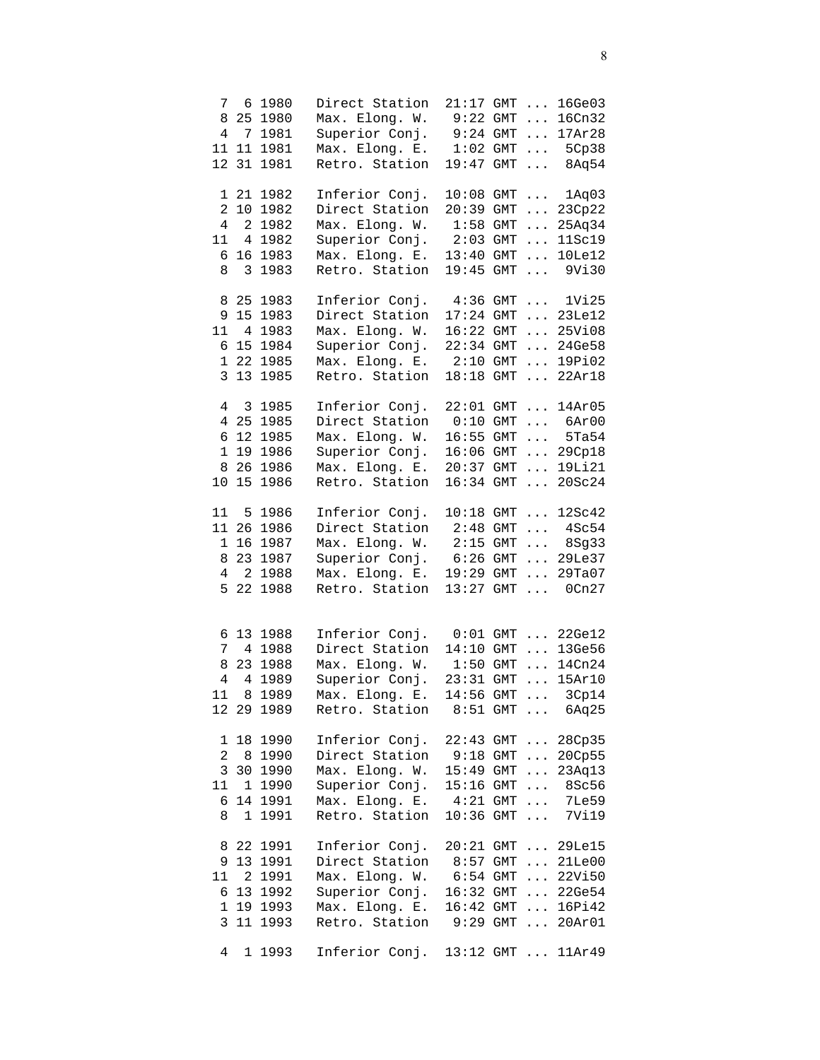```
 7  6 1980   Direct Station  21:17 GMT ... 16Ge03
 8 25 1980   Max. Elong. W.   9:22 GMT ... 16Cn32
 4  7 1981   Superior Conj.   9:24 GMT ... 17Ar28
11 11 1981   Max. Elong. E.   1:02 GMT ...  5Cp38
12 31 1981   Retro. Station  19:47 GMT ...  8Aq54

 1 21 1982   Inferior Conj.  10:08 GMT ...  1Aq03
 2 10 1982   Direct Station  20:39 GMT ... 23Cp22
 4  2 1982   Max. Elong. W.   1:58 GMT ... 25Aq34
11  4 1982   Superior Conj.   2:03 GMT ... 11Sc19
 6 16 1983   Max. Elong. E.  13:40 GMT ... 10Le12
 8  3 1983   Retro. Station  19:45 GMT ...  9Vi30

 8 25 1983   Inferior Conj.   4:36 GMT ...  1Vi25
 9 15 1983   Direct Station  17:24 GMT ... 23Le12
11  4 1983   Max. Elong. W.  16:22 GMT ... 25Vi08
 6 15 1984   Superior Conj.  22:34 GMT ... 24Ge58
 1 22 1985   Max. Elong. E.   2:10 GMT ... 19Pi02
 3 13 1985   Retro. Station  18:18 GMT ... 22Ar18

 4  3 1985   Inferior Conj.  22:01 GMT ... 14Ar05
 4 25 1985   Direct Station   0:10 GMT ...  6Ar00
 6 12 1985   Max. Elong. W.  16:55 GMT ...  5Ta54
 1 19 1986   Superior Conj.  16:06 GMT ... 29Cp18
 8 26 1986   Max. Elong. E.  20:37 GMT ... 19Li21
10 15 1986   Retro. Station  16:34 GMT ... 20Sc24

11  5 1986   Inferior Conj.  10:18 GMT ... 12Sc42
11 26 1986   Direct Station   2:48 GMT ...  4Sc54
 1 16 1987   Max. Elong. W.   2:15 GMT ...  8Sg33
 8 23 1987   Superior Conj.   6:26 GMT ... 29Le37
 4  2 1988   Max. Elong. E.  19:29 GMT ... 29Ta07
 5 22 1988   Retro. Station  13:27 GMT ...  0Cn27


 6 13 1988   Inferior Conj.   0:01 GMT ... 22Ge12
 7  4 1988   Direct Station  14:10 GMT ... 13Ge56
 8 23 1988   Max. Elong. W.   1:50 GMT ... 14Cn24
 4  4 1989   Superior Conj.  23:31 GMT ... 15Ar10
11  8 1989   Max. Elong. E.  14:56 GMT ...  3Cp14
12 29 1989   Retro. Station   8:51 GMT ...  6Aq25

 1 18 1990   Inferior Conj.  22:43 GMT ... 28Cp35
 2  8 1990   Direct Station   9:18 GMT ... 20Cp55
 3 30 1990   Max. Elong. W.  15:49 GMT ... 23Aq13
11  1 1990   Superior Conj.  15:16 GMT ...  8Sc56
 6 14 1991   Max. Elong. E.   4:21 GMT ...  7Le59
 8  1 1991   Retro. Station  10:36 GMT ...  7Vi19

 8 22 1991   Inferior Conj.  20:21 GMT ... 29Le15
 9 13 1991   Direct Station   8:57 GMT ... 21Le00
11  2 1991   Max. Elong. W.   6:54 GMT ... 22Vi50
 6 13 1992   Superior Conj.  16:32 GMT ... 22Ge54
 1 19 1993   Max. Elong. E.  16:42 GMT ... 16Pi42
 3 11 1993   Retro. Station   9:29 GMT ... 20Ar01

 4  1 1993   Inferior Conj.  13:12 GMT ... 11Ar49
```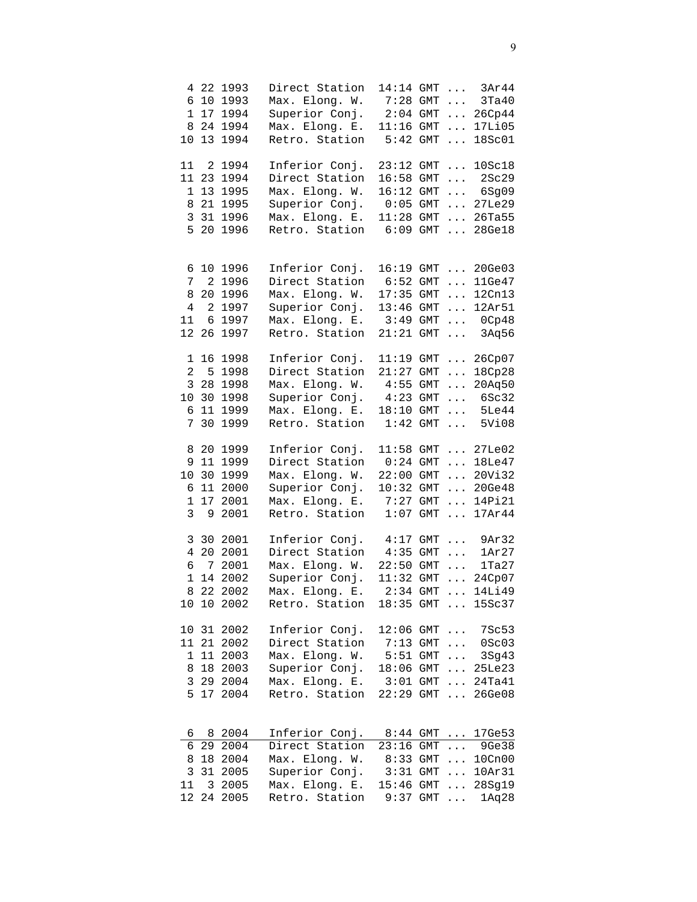```
 4 22 1993   Direct Station  14:14 GMT ...  3Ar44
 6 10 1993   Max. Elong. W.   7:28 GMT ...  3Ta40
 1 17 1994   Superior Conj.   2:04 GMT ... 26Cp44
 8 24 1994   Max. Elong. E.  11:16 GMT ... 17Li05
10 13 1994   Retro. Station   5:42 GMT ... 18Sc01

11  2 1994   Inferior Conj.  23:12 GMT ... 10Sc18
11 23 1994   Direct Station  16:58 GMT ...  2Sc29
 1 13 1995   Max. Elong. W.  16:12 GMT ...  6Sg09
 8 21 1995   Superior Conj.   0:05 GMT ... 27Le29
 3 31 1996   Max. Elong. E.  11:28 GMT ... 26Ta55
 5 20 1996   Retro. Station   6:09 GMT ... 28Ge18


 6 10 1996   Inferior Conj.  16:19 GMT ... 20Ge03
 7  2 1996   Direct Station   6:52 GMT ... 11Ge47
 8 20 1996   Max. Elong. W.  17:35 GMT ... 12Cn13
 4  2 1997   Superior Conj.  13:46 GMT ... 12Ar51
11  6 1997   Max. Elong. E.   3:49 GMT ...  0Cp48
12 26 1997   Retro. Station  21:21 GMT ...  3Aq56

 1 16 1998   Inferior Conj.  11:19 GMT ... 26Cp07
 2  5 1998   Direct Station  21:27 GMT ... 18Cp28
 3 28 1998   Max. Elong. W.   4:55 GMT ... 20Aq50
10 30 1998   Superior Conj.   4:23 GMT ...  6Sc32
 6 11 1999   Max. Elong. E.  18:10 GMT ...  5Le44
 7 30 1999   Retro. Station   1:42 GMT ...  5Vi08

 8 20 1999   Inferior Conj.  11:58 GMT ... 27Le02
 9 11 1999   Direct Station   0:24 GMT ... 18Le47
10 30 1999   Max. Elong. W.  22:00 GMT ... 20Vi32
 6 11 2000   Superior Conj.  10:32 GMT ... 20Ge48
 1 17 2001   Max. Elong. E.   7:27 GMT ... 14Pi21
 3  9 2001   Retro. Station   1:07 GMT ... 17Ar44

 3 30 2001   Inferior Conj.   4:17 GMT ...  9Ar32
 4 20 2001   Direct Station   4:35 GMT ...  1Ar27
 6  7 2001   Max. Elong. W.  22:50 GMT ...  1Ta27
 1 14 2002   Superior Conj.  11:32 GMT ... 24Cp07
 8 22 2002   Max. Elong. E.   2:34 GMT ... 14Li49
10 10 2002   Retro. Station  18:35 GMT ... 15Sc37

10 31 2002   Inferior Conj.  12:06 GMT ...  7Sc53
11 21 2002   Direct Station   7:13 GMT ...  0Sc03
 1 11 2003   Max. Elong. W.   5:51 GMT ...  3Sg43
 8 18 2003   Superior Conj.  18:06 GMT ... 25Le23
 3 29 2004   Max. Elong. E.   3:01 GMT ... 24Ta41
 5 17 2004   Retro. Station  22:29 GMT ... 26Ge08


 6  8 2004   Inferior Conj.   8:44 GMT ... 17Ge53
 6 29 2004   Direct Station  23:16 GMT ...  9Ge38
 8 18 2004   Max. Elong. W.   8:33 GMT ... 10Cn00
 3 31 2005   Superior Conj.   3:31 GMT ... 10Ar31
11  3 2005   Max. Elong. E.  15:46 GMT ... 28Sg19
12 24 2005   Retro. Station   9:37 GMT ...  1Aq28
```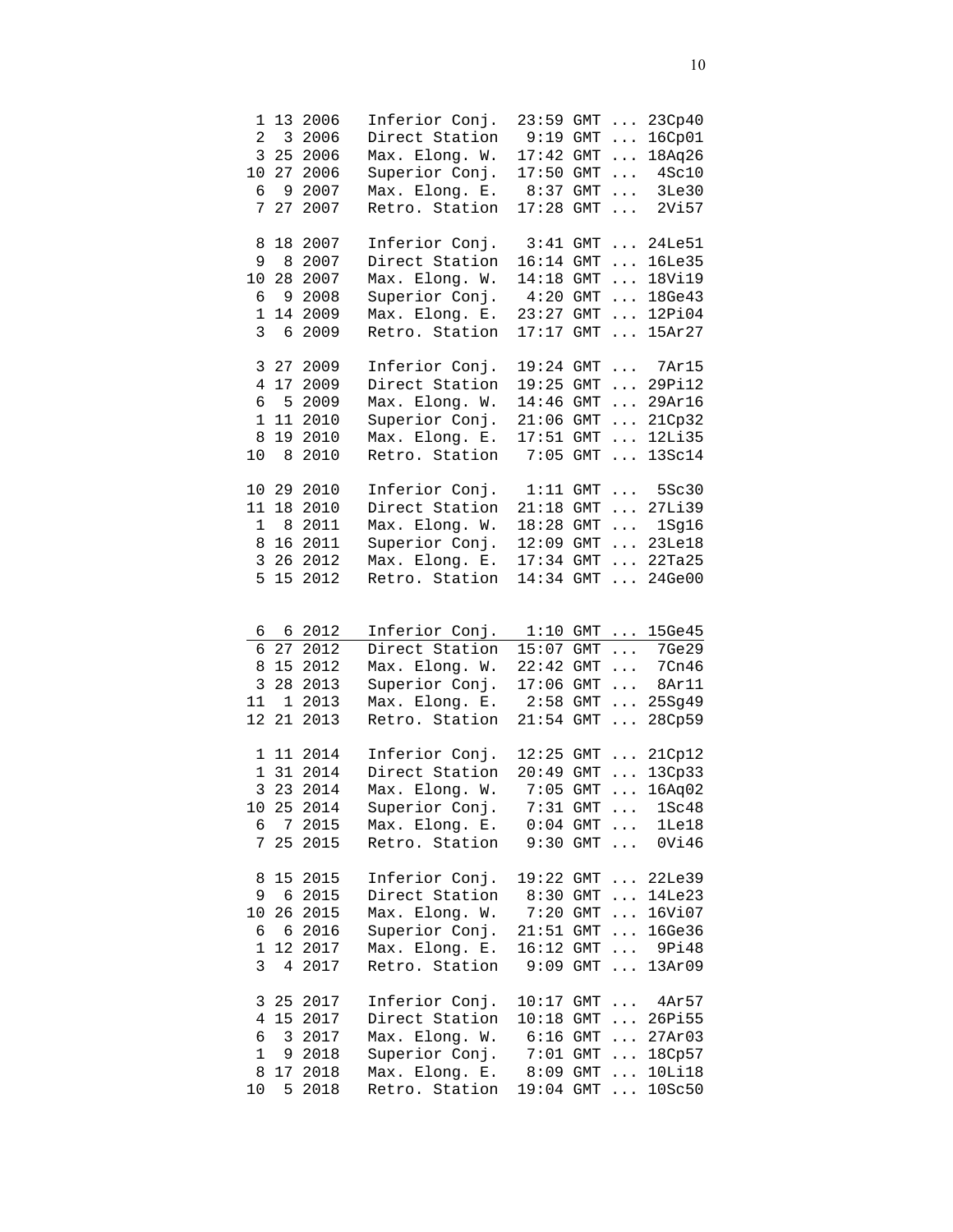```
 1 13 2006   Inferior Conj.  23:59 GMT ... 23Cp40
 2  3 2006   Direct Station   9:19 GMT ... 16Cp01
 3 25 2006   Max. Elong. W.  17:42 GMT ... 18Aq26
10 27 2006   Superior Conj.  17:50 GMT ...  4Sc10
 6  9 2007   Max. Elong. E.   8:37 GMT ...  3Le30
 7 27 2007   Retro. Station  17:28 GMT ...  2Vi57

 8 18 2007   Inferior Conj.   3:41 GMT ... 24Le51
 9  8 2007   Direct Station  16:14 GMT ... 16Le35
10 28 2007   Max. Elong. W.  14:18 GMT ... 18Vi19
 6  9 2008   Superior Conj.   4:20 GMT ... 18Ge43
 1 14 2009   Max. Elong. E.  23:27 GMT ... 12Pi04
 3  6 2009   Retro. Station  17:17 GMT ... 15Ar27

 3 27 2009   Inferior Conj.  19:24 GMT ...  7Ar15
 4 17 2009   Direct Station  19:25 GMT ... 29Pi12
 6  5 2009   Max. Elong. W.  14:46 GMT ... 29Ar16
 1 11 2010   Superior Conj.  21:06 GMT ... 21Cp32
 8 19 2010   Max. Elong. E.  17:51 GMT ... 12Li35
10  8 2010   Retro. Station   7:05 GMT ... 13Sc14

10 29 2010   Inferior Conj.   1:11 GMT ...  5Sc30
11 18 2010   Direct Station  21:18 GMT ... 27Li39
 1  8 2011   Max. Elong. W.  18:28 GMT ...  1Sg16
 8 16 2011   Superior Conj.  12:09 GMT ... 23Le18
 3 26 2012   Max. Elong. E.  17:34 GMT ... 22Ta25
 5 15 2012   Retro. Station  14:34 GMT ... 24Ge00


 6  6 2012   Inferior Conj.   1:10 GMT ... 15Ge45
 6 27 2012   Direct Station  15:07 GMT ...  7Ge29
 8 15 2012   Max. Elong. W.  22:42 GMT ...  7Cn46
 3 28 2013   Superior Conj.  17:06 GMT ...  8Ar11
11  1 2013   Max. Elong. E.   2:58 GMT ... 25Sg49
12 21 2013   Retro. Station  21:54 GMT ... 28Cp59

 1 11 2014   Inferior Conj.  12:25 GMT ... 21Cp12
 1 31 2014   Direct Station  20:49 GMT ... 13Cp33
 3 23 2014   Max. Elong. W.   7:05 GMT ... 16Aq02
10 25 2014   Superior Conj.   7:31 GMT ...  1Sc48
 6  7 2015   Max. Elong. E.   0:04 GMT ...  1Le18
 7 25 2015   Retro. Station   9:30 GMT ...  0Vi46

 8 15 2015   Inferior Conj.  19:22 GMT ... 22Le39
 9  6 2015   Direct Station   8:30 GMT ... 14Le23
10 26 2015   Max. Elong. W.   7:20 GMT ... 16Vi07
 6  6 2016   Superior Conj.  21:51 GMT ... 16Ge36
 1 12 2017   Max. Elong. E.  16:12 GMT ...  9Pi48
 3  4 2017   Retro. Station   9:09 GMT ... 13Ar09

 3 25 2017   Inferior Conj.  10:17 GMT ...  4Ar57
 4 15 2017   Direct Station  10:18 GMT ... 26Pi55
 6  3 2017   Max. Elong. W.   6:16 GMT ... 27Ar03
 1  9 2018   Superior Conj.   7:01 GMT ... 18Cp57
 8 17 2018   Max. Elong. E.   8:09 GMT ... 10Li18
10  5 2018   Retro. Station  19:04 GMT ... 10Sc50
```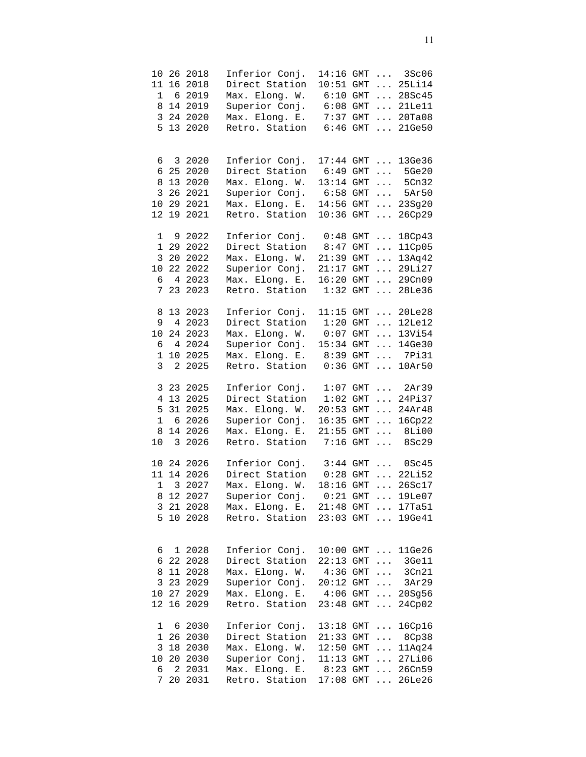```
10 26 2018   Inferior Conj.  14:16 GMT ...  3Sc06
11 16 2018   Direct Station  10:51 GMT ... 25Li14
 1  6 2019   Max. Elong. W.   6:10 GMT ... 28Sc45
 8 14 2019   Superior Conj.   6:08 GMT ... 21Le11
 3 24 2020   Max. Elong. E.   7:37 GMT ... 20Ta08
 5 13 2020   Retro. Station   6:46 GMT ... 21Ge50


 6  3 2020   Inferior Conj.  17:44 GMT ... 13Ge36
 6 25 2020   Direct Station   6:49 GMT ...  5Ge20
 8 13 2020   Max. Elong. W.  13:14 GMT ...  5Cn32
 3 26 2021   Superior Conj.   6:58 GMT ...  5Ar50
10 29 2021   Max. Elong. E.  14:56 GMT ... 23Sg20
12 19 2021   Retro. Station  10:36 GMT ... 26Cp29

 1  9 2022   Inferior Conj.   0:48 GMT ... 18Cp43
 1 29 2022   Direct Station   8:47 GMT ... 11Cp05
 3 20 2022   Max. Elong. W.  21:39 GMT ... 13Aq42
10 22 2022   Superior Conj.  21:17 GMT ... 29Li27
 6  4 2023   Max. Elong. E.  16:20 GMT ... 29Cn09
 7 23 2023   Retro. Station   1:32 GMT ... 28Le36

 8 13 2023   Inferior Conj.  11:15 GMT ... 20Le28
 9  4 2023   Direct Station   1:20 GMT ... 12Le12
10 24 2023   Max. Elong. W.   0:07 GMT ... 13Vi54
 6  4 2024   Superior Conj.  15:34 GMT ... 14Ge30
 1 10 2025   Max. Elong. E.   8:39 GMT ...  7Pi31
 3  2 2025   Retro. Station   0:36 GMT ... 10Ar50

 3 23 2025   Inferior Conj.   1:07 GMT ...  2Ar39
 4 13 2025   Direct Station   1:02 GMT ... 24Pi37
 5 31 2025   Max. Elong. W.  20:53 GMT ... 24Ar48
 1  6 2026   Superior Conj.  16:35 GMT ... 16Cp22
 8 14 2026   Max. Elong. E.  21:55 GMT ...  8Li00
10  3 2026   Retro. Station   7:16 GMT ...  8Sc29

10 24 2026   Inferior Conj.   3:44 GMT ...  0Sc45
11 14 2026   Direct Station   0:28 GMT ... 22Li52
 1  3 2027   Max. Elong. W.  18:16 GMT ... 26Sc17
 8 12 2027   Superior Conj.   0:21 GMT ... 19Le07
 3 21 2028   Max. Elong. E.  21:48 GMT ... 17Ta51
 5 10 2028   Retro. Station  23:03 GMT ... 19Ge41


 6  1 2028   Inferior Conj.  10:00 GMT ... 11Ge26
 6 22 2028   Direct Station  22:13 GMT ...  3Ge11
 8 11 2028   Max. Elong. W.   4:36 GMT ...  3Cn21
 3 23 2029   Superior Conj.  20:12 GMT ...  3Ar29
10 27 2029   Max. Elong. E.   4:06 GMT ... 20Sg56
12 16 2029   Retro. Station  23:48 GMT ... 24Cp02

 1  6 2030   Inferior Conj.  13:18 GMT ... 16Cp16
 1 26 2030   Direct Station  21:33 GMT ...  8Cp38
 3 18 2030   Max. Elong. W.  12:50 GMT ... 11Aq24
10 20 2030   Superior Conj.  11:13 GMT ... 27Li06
 6  2 2031   Max. Elong. E.   8:23 GMT ... 26Cn59
 7 20 2031   Retro. Station  17:08 GMT ... 26Le26
```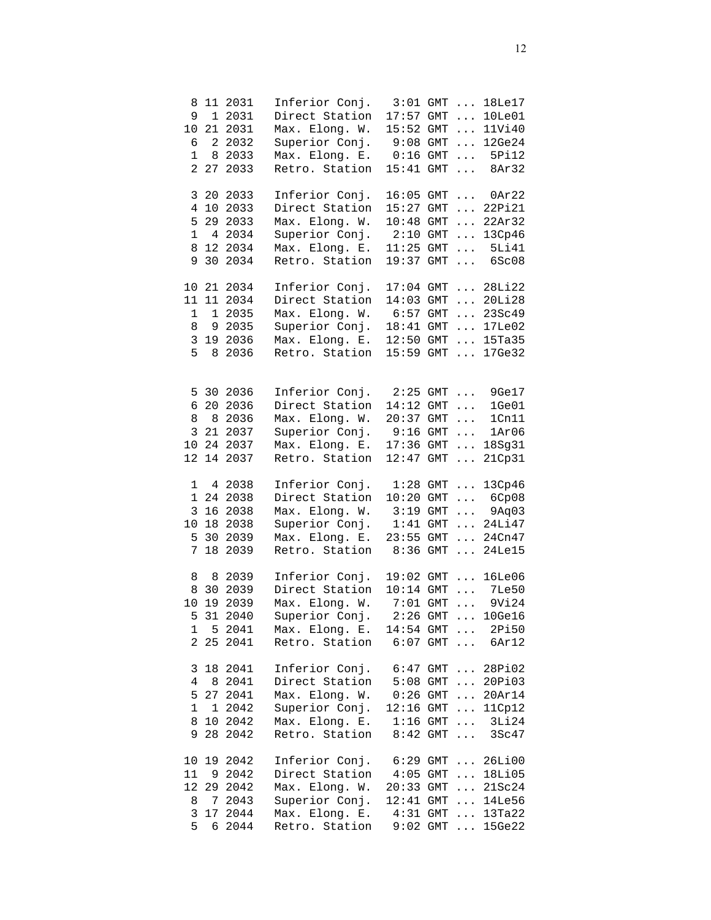```
 8 11 2031   Inferior Conj.   3:01 GMT ... 18Le17
 9  1 2031   Direct Station  17:57 GMT ... 10Le01
10 21 2031   Max. Elong. W.  15:52 GMT ... 11Vi40
 6  2 2032   Superior Conj.   9:08 GMT ... 12Ge24
 1  8 2033   Max. Elong. E.   0:16 GMT ...  5Pi12
 2 27 2033   Retro. Station  15:41 GMT ...  8Ar32

 3 20 2033   Inferior Conj.  16:05 GMT ...  0Ar22
 4 10 2033   Direct Station  15:27 GMT ... 22Pi21
 5 29 2033   Max. Elong. W.  10:48 GMT ... 22Ar32
 1  4 2034   Superior Conj.   2:10 GMT ... 13Cp46
 8 12 2034   Max. Elong. E.  11:25 GMT ...  5Li41
 9 30 2034   Retro. Station  19:37 GMT ...  6Sc08

10 21 2034   Inferior Conj.  17:04 GMT ... 28Li22
11 11 2034   Direct Station  14:03 GMT ... 20Li28
 1  1 2035   Max. Elong. W.   6:57 GMT ... 23Sc49
 8  9 2035   Superior Conj.  18:41 GMT ... 17Le02
 3 19 2036   Max. Elong. E.  12:50 GMT ... 15Ta35
 5  8 2036   Retro. Station  15:59 GMT ... 17Ge32


 5 30 2036   Inferior Conj.   2:25 GMT ...  9Ge17
 6 20 2036   Direct Station  14:12 GMT ...  1Ge01
 8  8 2036   Max. Elong. W.  20:37 GMT ...  1Cn11
 3 21 2037   Superior Conj.   9:16 GMT ...  1Ar06
10 24 2037   Max. Elong. E.  17:36 GMT ... 18Sg31
12 14 2037   Retro. Station  12:47 GMT ... 21Cp31

 1  4 2038   Inferior Conj.   1:28 GMT ... 13Cp46
 1 24 2038   Direct Station  10:20 GMT ...  6Cp08
 3 16 2038   Max. Elong. W.   3:19 GMT ...  9Aq03
10 18 2038   Superior Conj.   1:41 GMT ... 24Li47
 5 30 2039   Max. Elong. E.  23:55 GMT ... 24Cn47
 7 18 2039   Retro. Station   8:36 GMT ... 24Le15

 8  8 2039   Inferior Conj.  19:02 GMT ... 16Le06
 8 30 2039   Direct Station  10:14 GMT ...  7Le50
10 19 2039   Max. Elong. W.   7:01 GMT ...  9Vi24
 5 31 2040   Superior Conj.   2:26 GMT ... 10Ge16
 1  5 2041   Max. Elong. E.  14:54 GMT ...  2Pi50
 2 25 2041   Retro. Station   6:07 GMT ...  6Ar12

 3 18 2041   Inferior Conj.   6:47 GMT ... 28Pi02
 4  8 2041   Direct Station   5:08 GMT ... 20Pi03
 5 27 2041   Max. Elong. W.   0:26 GMT ... 20Ar14
 1  1 2042   Superior Conj.  12:16 GMT ... 11Cp12
 8 10 2042   Max. Elong. E.   1:16 GMT ...  3Li24
 9 28 2042   Retro. Station   8:42 GMT ...  3Sc47

10 19 2042   Inferior Conj.   6:29 GMT ... 26Li00
11  9 2042   Direct Station   4:05 GMT ... 18Li05
12 29 2042   Max. Elong. W.  20:33 GMT ... 21Sc24
 8  7 2043   Superior Conj.  12:41 GMT ... 14Le56
 3 17 2044   Max. Elong. E.   4:31 GMT ... 13Ta22
 5  6 2044   Retro. Station   9:02 GMT ... 15Ge22
```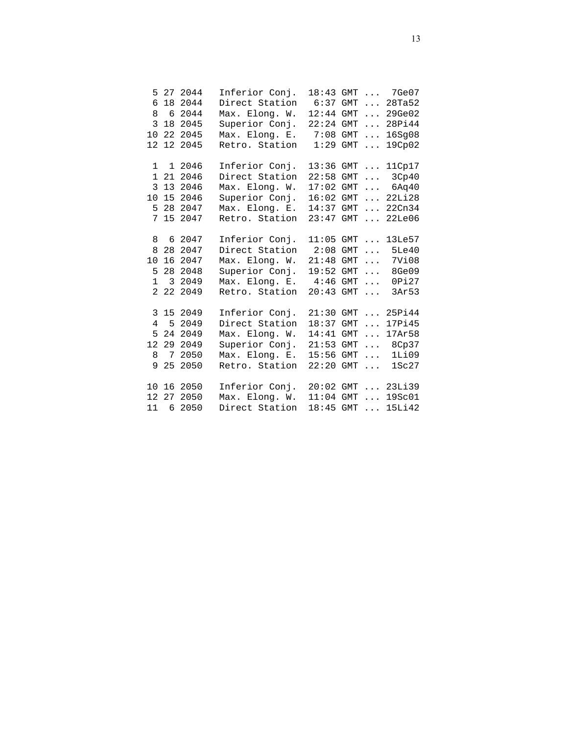```
 5 27 2044   Inferior Conj.  18:43 GMT ...  7Ge07
 6 18 2044   Direct Station   6:37 GMT ... 28Ta52
 8  6 2044   Max. Elong. W.  12:44 GMT ... 29Ge02
 3 18 2045   Superior Conj.  22:24 GMT ... 28Pi44
10 22 2045   Max. Elong. E.   7:08 GMT ... 16Sg08
12 12 2045   Retro. Station   1:29 GMT ... 19Cp02

 1  1 2046   Inferior Conj.  13:36 GMT ... 11Cp17
 1 21 2046   Direct Station  22:58 GMT ...  3Cp40
 3 13 2046   Max. Elong. W.  17:02 GMT ...  6Aq40
10 15 2046   Superior Conj.  16:02 GMT ... 22Li28
 5 28 2047   Max. Elong. E.  14:37 GMT ... 22Cn34
 7 15 2047   Retro. Station  23:47 GMT ... 22Le06

 8  6 2047   Inferior Conj.  11:05 GMT ... 13Le57
 8 28 2047   Direct Station   2:08 GMT ...  5Le40
10 16 2047   Max. Elong. W.  21:48 GMT ...  7Vi08
 5 28 2048   Superior Conj.  19:52 GMT ...  8Ge09
 1  3 2049   Max. Elong. E.   4:46 GMT ...  0Pi27
 2 22 2049   Retro. Station  20:43 GMT ...  3Ar53

 3 15 2049   Inferior Conj.  21:30 GMT ... 25Pi44
 4  5 2049   Direct Station  18:37 GMT ... 17Pi45
 5 24 2049   Max. Elong. W.  14:41 GMT ... 17Ar58
12 29 2049   Superior Conj.  21:53 GMT ...  8Cp37
 8  7 2050   Max. Elong. E.  15:56 GMT ...  1Li09
 9 25 2050   Retro. Station  22:20 GMT ...  1Sc27

10 16 2050   Inferior Conj.  20:02 GMT ... 23Li39
12 27 2050   Max. Elong. W.  11:04 GMT ... 19Sc01
11  6 2050   Direct Station  18:45 GMT ... 15Li42
```